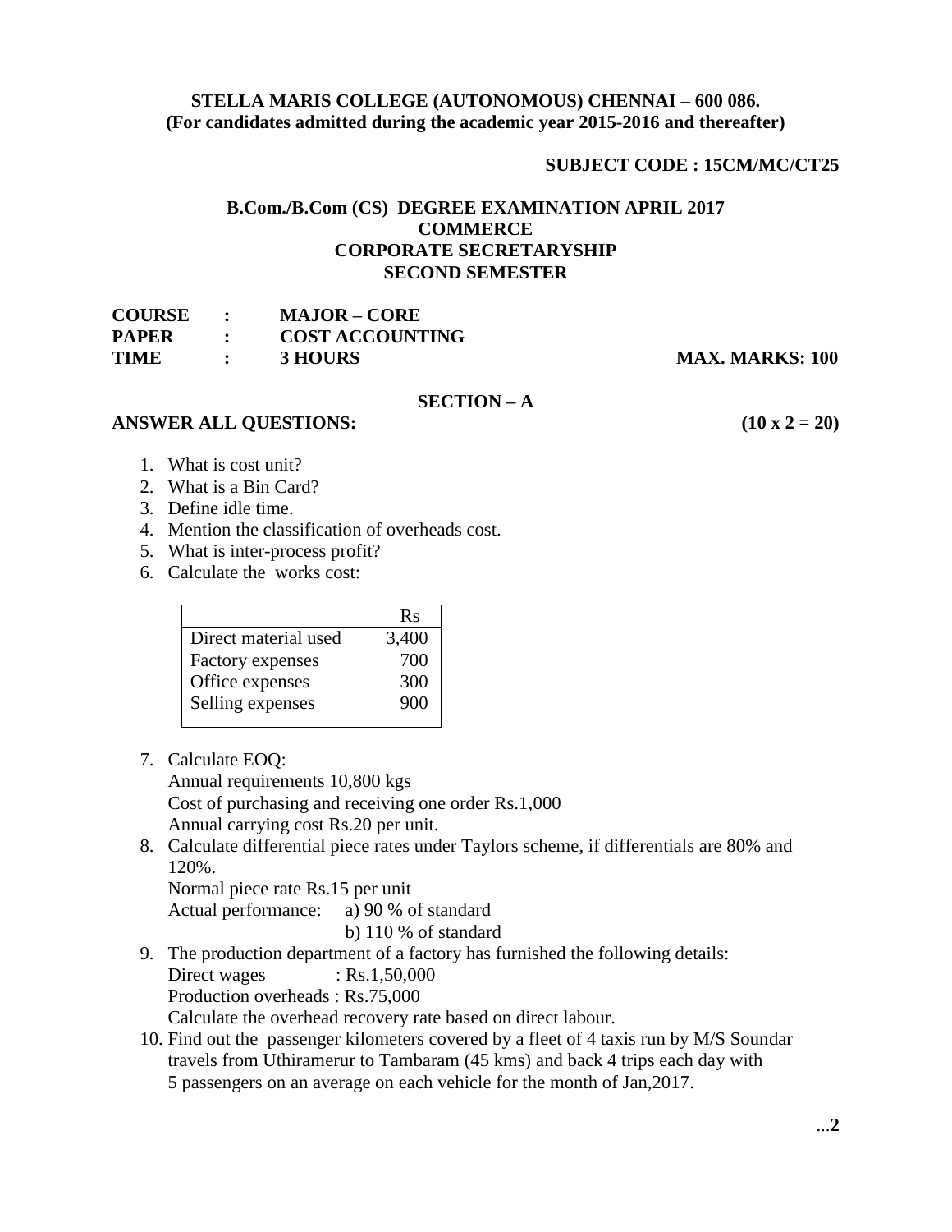**STELLA MARIS COLLEGE (AUTONOMOUS) CHENNAI – 600 086.**
**(For candidates admitted during the academic year 2015-2016 and thereafter)**

**SUBJECT CODE : 15CM/MC/CT25**

**B.Com./B.Com (CS) DEGREE EXAMINATION APRIL 2017**
**COMMERCE**
**CORPORATE SECRETARYSHIP**
**SECOND SEMESTER**

**COURSE : MAJOR – CORE**
**PAPER : COST ACCOUNTING**
**TIME : 3 HOURS** **MAX. MARKS: 100**

## SECTION – A

**ANSWER ALL QUESTIONS:** **(10 x 2 = 20)**

1. What is cost unit?
2. What is a Bin Card?
3. Define idle time.
4. Mention the classification of overheads cost.
5. What is inter-process profit?
6. Calculate the works cost:

| | Rs |
|---|---|
| Direct material used | 3,400 |
| Factory expenses | 700 |
| Office expenses | 300 |
| Selling expenses | 900 |

7. Calculate EOQ:
   Annual requirements 10,800 kgs
   Cost of purchasing and receiving one order Rs.1,000
   Annual carrying cost Rs.20 per unit.
8. Calculate differential piece rates under Taylors scheme, if differentials are 80% and 120%.
   Normal piece rate Rs.15 per unit
   Actual performance: a) 90 % of standard
   b) 110 % of standard
9. The production department of a factory has furnished the following details:
   Direct wages : Rs.1,50,000
   Production overheads : Rs.75,000
   Calculate the overhead recovery rate based on direct labour.
10. Find out the passenger kilometers covered by a fleet of 4 taxis run by M/S Soundar travels from Uthiramerur to Tambaram (45 kms) and back 4 trips each day with 5 passengers on an average on each vehicle for the month of Jan,2017.

...2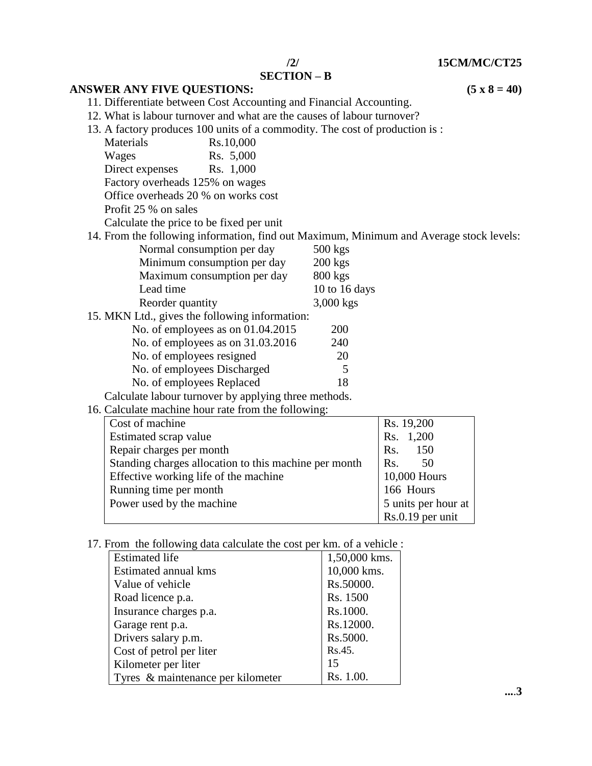## SECTION – B

**ANSWER ANY FIVE QUESTIONS:** **(5 x 8 = 40)**

11. Differentiate between Cost Accounting and Financial Accounting.

12. What is labour turnover and what are the causes of labour turnover?

13. A factory produces 100 units of a commodity. The cost of production is :

    Materials Rs.10,000
    Wages Rs. 5,000
    Direct expenses Rs. 1,000
    Factory overheads 125% on wages
    Office overheads 20 % on works cost
    Profit 25 % on sales
    Calculate the price to be fixed per unit

14. From the following information, find out Maximum, Minimum and Average stock levels:

    | | |
    |---|---|
    | Normal consumption per day | 500 kgs |
    | Minimum consumption per day | 200 kgs |
    | Maximum consumption per day | 800 kgs |
    | Lead time | 10 to 16 days |
    | Reorder quantity | 3,000 kgs |

15. MKN Ltd., gives the following information:

    | | |
    |---|---|
    | No. of employees as on 01.04.2015 | 200 |
    | No. of employees as on 31.03.2016 | 240 |
    | No. of employees resigned | 20 |
    | No. of employees Discharged | 5 |
    | No. of employees Replaced | 18 |

    Calculate labour turnover by applying three methods.

16. Calculate machine hour rate from the following:

    | | |
    |---|---|
    | Cost of machine | Rs. 19,200 |
    | Estimated scrap value | Rs. 1,200 |
    | Repair charges per month | Rs. 150 |
    | Standing charges allocation to this machine per month | Rs. 50 |
    | Effective working life of the machine | 10,000 Hours |
    | Running time per month | 166 Hours |
    | Power used by the machine | 5 units per hour at Rs.0.19 per unit |

17. From the following data calculate the cost per km. of a vehicle :

    | | |
    |---|---|
    | Estimated life | 1,50,000 kms. |
    | Estimated annual kms | 10,000 kms. |
    | Value of vehicle | Rs.50000. |
    | Road licence p.a. | Rs. 1500 |
    | Insurance charges p.a. | Rs.1000. |
    | Garage rent p.a. | Rs.12000. |
    | Drivers salary p.m. | Rs.5000. |
    | Cost of petrol per liter | Rs.45. |
    | Kilometer per liter | 15 |
    | Tyres & maintenance per kilometer | Rs. 1.00. |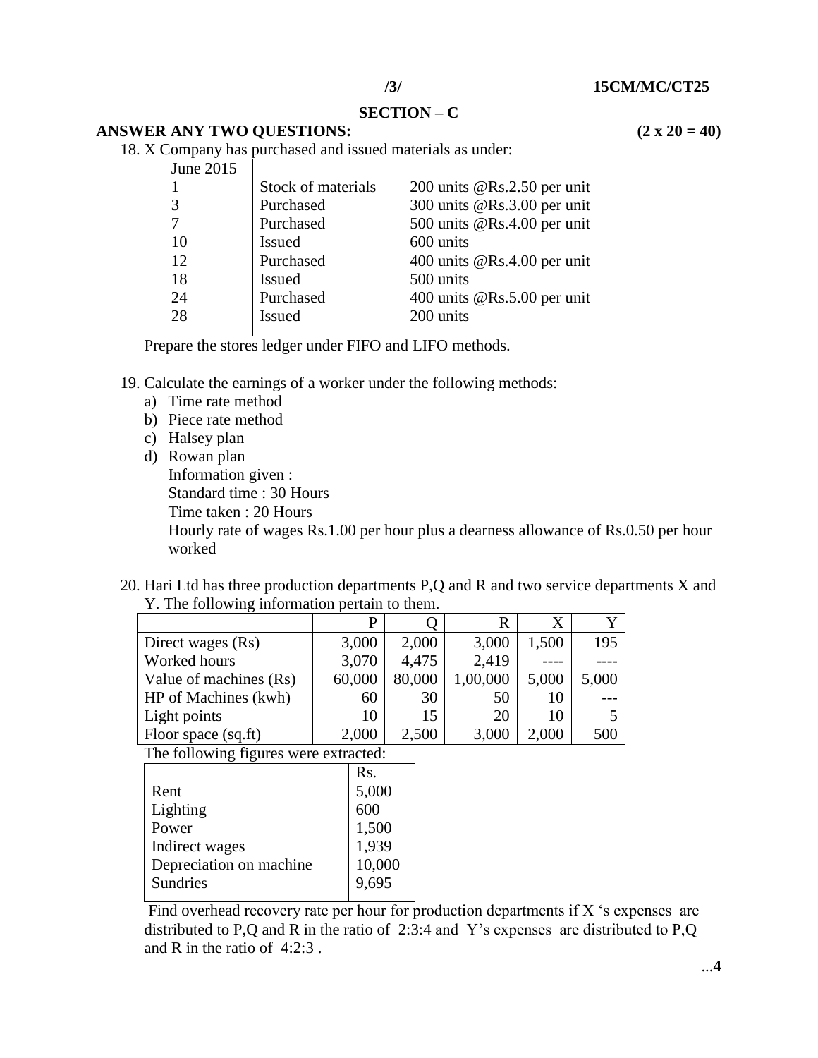## SECTION – C

**ANSWER ANY TWO QUESTIONS: (2 x 20 = 40)**

18. X Company has purchased and issued materials as under:

| June 2015 | | |
|---|---|---|
| 1 | Stock of materials | 200 units @Rs.2.50 per unit |
| 3 | Purchased | 300 units @Rs.3.00 per unit |
| 7 | Purchased | 500 units @Rs.4.00 per unit |
| 10 | Issued | 600 units |
| 12 | Purchased | 400 units @Rs.4.00 per unit |
| 18 | Issued | 500 units |
| 24 | Purchased | 400 units @Rs.5.00 per unit |
| 28 | Issued | 200 units |

Prepare the stores ledger under FIFO and LIFO methods.

19. Calculate the earnings of a worker under the following methods:
    a) Time rate method
    b) Piece rate method
    c) Halsey plan
    d) Rowan plan

    Information given :
    Standard time : 30 Hours
    Time taken : 20 Hours
    Hourly rate of wages Rs.1.00 per hour plus a dearness allowance of Rs.0.50 per hour worked

20. Hari Ltd has three production departments P,Q and R and two service departments X and Y. The following information pertain to them.

| | P | Q | R | X | Y |
|---|---|---|---|---|---|
| Direct wages (Rs) | 3,000 | 2,000 | 3,000 | 1,500 | 195 |
| Worked hours | 3,070 | 4,475 | 2,419 | ---- | ---- |
| Value of machines (Rs) | 60,000 | 80,000 | 1,00,000 | 5,000 | 5,000 |
| HP of Machines (kwh) | 60 | 30 | 50 | 10 | --- |
| Light points | 10 | 15 | 20 | 10 | 5 |
| Floor space (sq.ft) | 2,000 | 2,500 | 3,000 | 2,000 | 500 |

The following figures were extracted:

| | Rs. |
|---|---|
| Rent | 5,000 |
| Lighting | 600 |
| Power | 1,500 |
| Indirect wages | 1,939 |
| Depreciation on machine | 10,000 |
| Sundries | 9,695 |

Find overhead recovery rate per hour for production departments if X 's expenses are distributed to P,Q and R in the ratio of 2:3:4 and Y's expenses are distributed to P,Q and R in the ratio of 4:2:3 .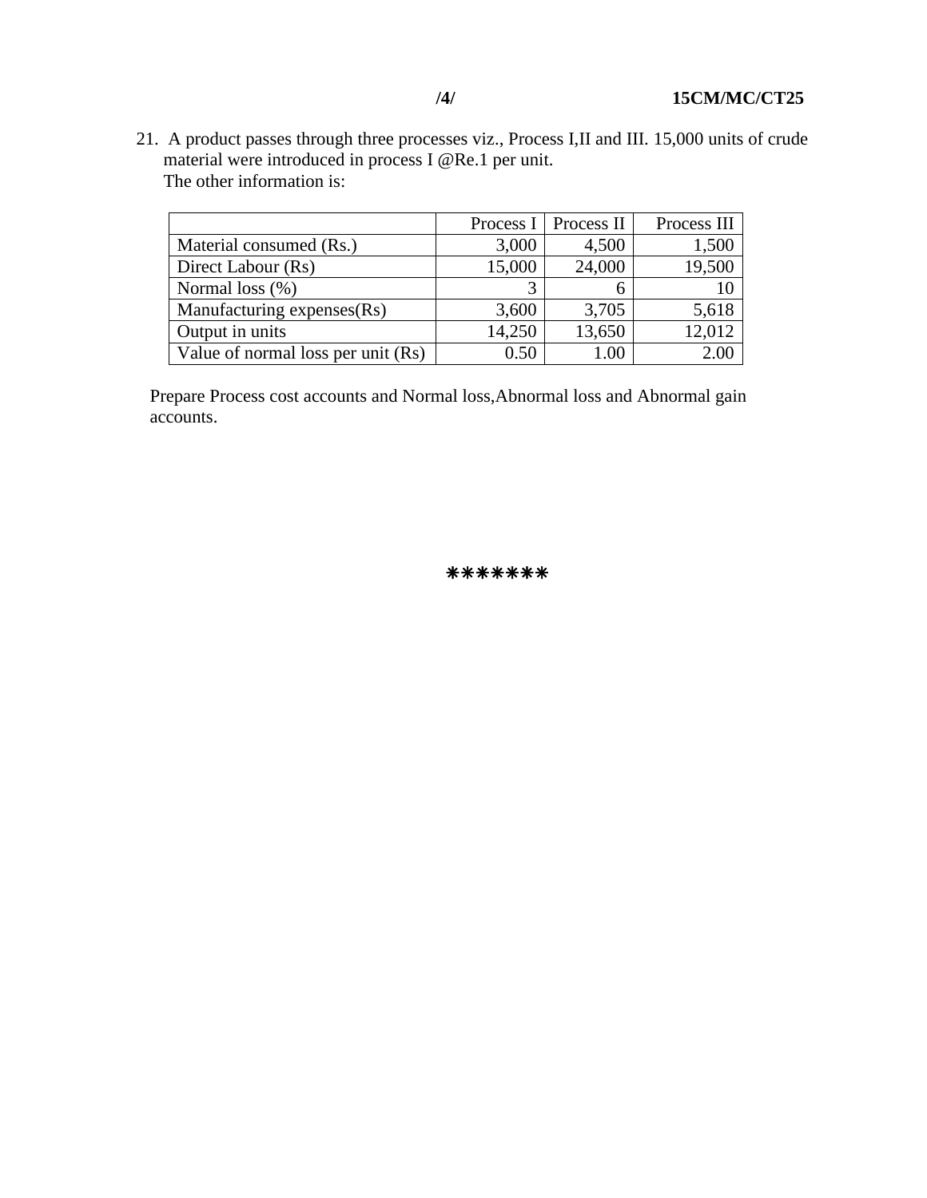21. A product passes through three processes viz., Process I,II and III. 15,000 units of crude material were introduced in process I @Re.1 per unit.
    The other information is:

| | Process I | Process II | Process III |
|---|---|---|---|
| Material consumed (Rs.) | 3,000 | 4,500 | 1,500 |
| Direct Labour (Rs) | 15,000 | 24,000 | 19,500 |
| Normal loss (%) | 3 | 6 | 10 |
| Manufacturing expenses(Rs) | 3,600 | 3,705 | 5,618 |
| Output in units | 14,250 | 13,650 | 12,012 |
| Value of normal loss per unit (Rs) | 0.50 | 1.00 | 2.00 |

Prepare Process cost accounts and Normal loss,Abnormal loss and Abnormal gain accounts.

\*\*\*\*\*\*\*